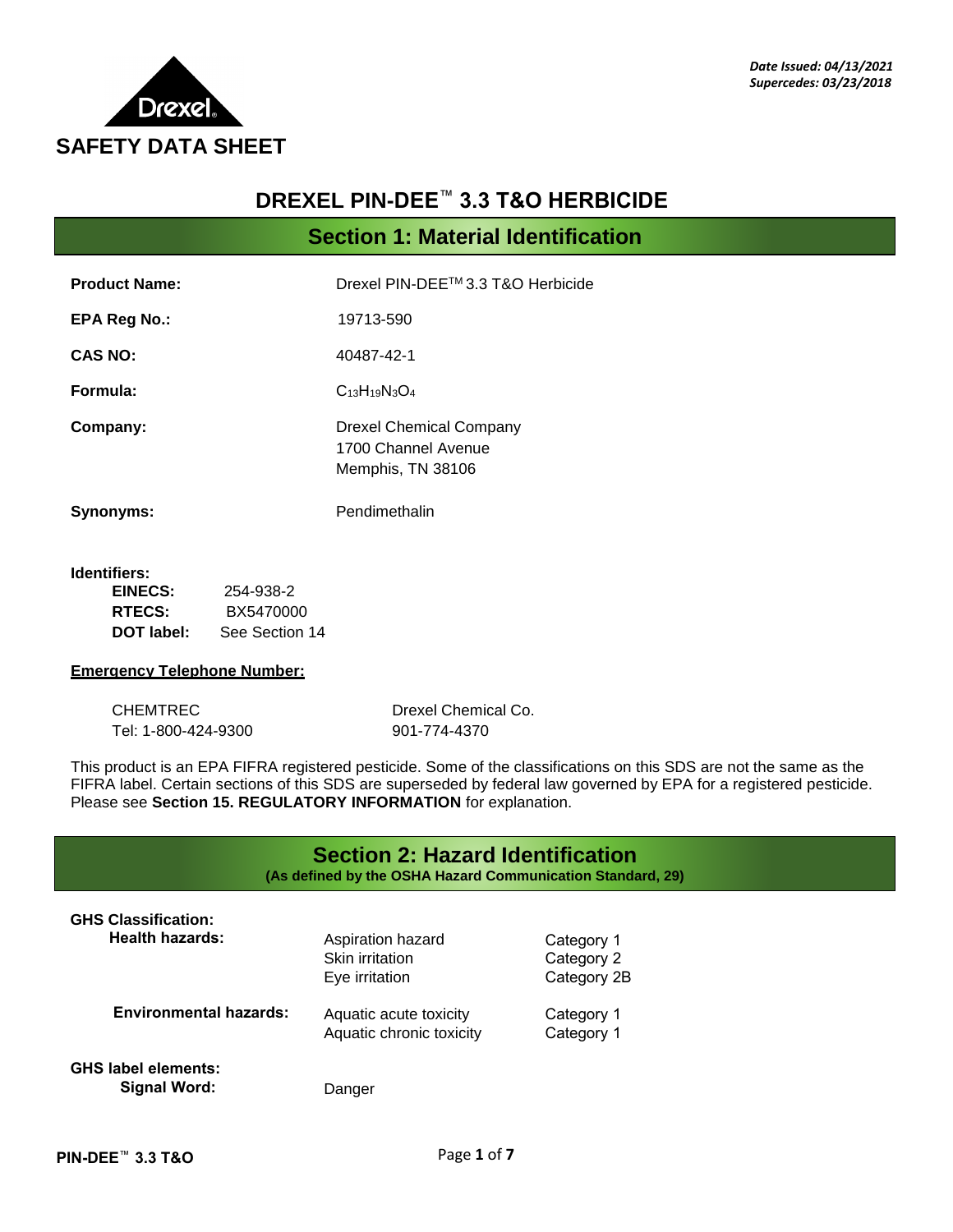*Date Issued: 04/13/2021*
*Supercedes: 03/23/2018*

# SAFETY DATA SHEET

# DREXEL PIN-DEE™ 3.3 T&O HERBICIDE

## Section 1: Material Identification

**Product Name:** Drexel PIN-DEE™ 3.3 T&O Herbicide

**EPA Reg No.:** 19713-590

**CAS NO:** 40487-42-1

**Formula:** $C_{13}H_{19}N_3O_4$

**Company:** Drexel Chemical Company
1700 Channel Avenue
Memphis, TN 38106

**Synonyms:** Pendimethalin

**Identifiers:**

| | |
|---|---|
| **EINECS:** | 254-938-2 |
| **RTECS:** | BX5470000 |
| **DOT label:** | See Section 14 |

**Emergency Telephone Number:**

| | |
|---|---|
| CHEMTREC | Drexel Chemical Co. |
| Tel: 1-800-424-9300 | 901-774-4370 |

This product is an EPA FIFRA registered pesticide. Some of the classifications on this SDS are not the same as the FIFRA label. Certain sections of this SDS are superseded by federal law governed by EPA for a registered pesticide. Please see **Section 15. REGULATORY INFORMATION** for explanation.

## Section 2: Hazard Identification

**(As defined by the OSHA Hazard Communication Standard, 29)**

**GHS Classification:**

| | | |
|---|---|---|
| **Health hazards:** | Aspiration hazard | Category 1 |
| | Skin irritation | Category 2 |
| | Eye irritation | Category 2B |
| **Environmental hazards:** | Aquatic acute toxicity | Category 1 |
| | Aquatic chronic toxicity | Category 1 |

**GHS label elements:**

**Signal Word:** Danger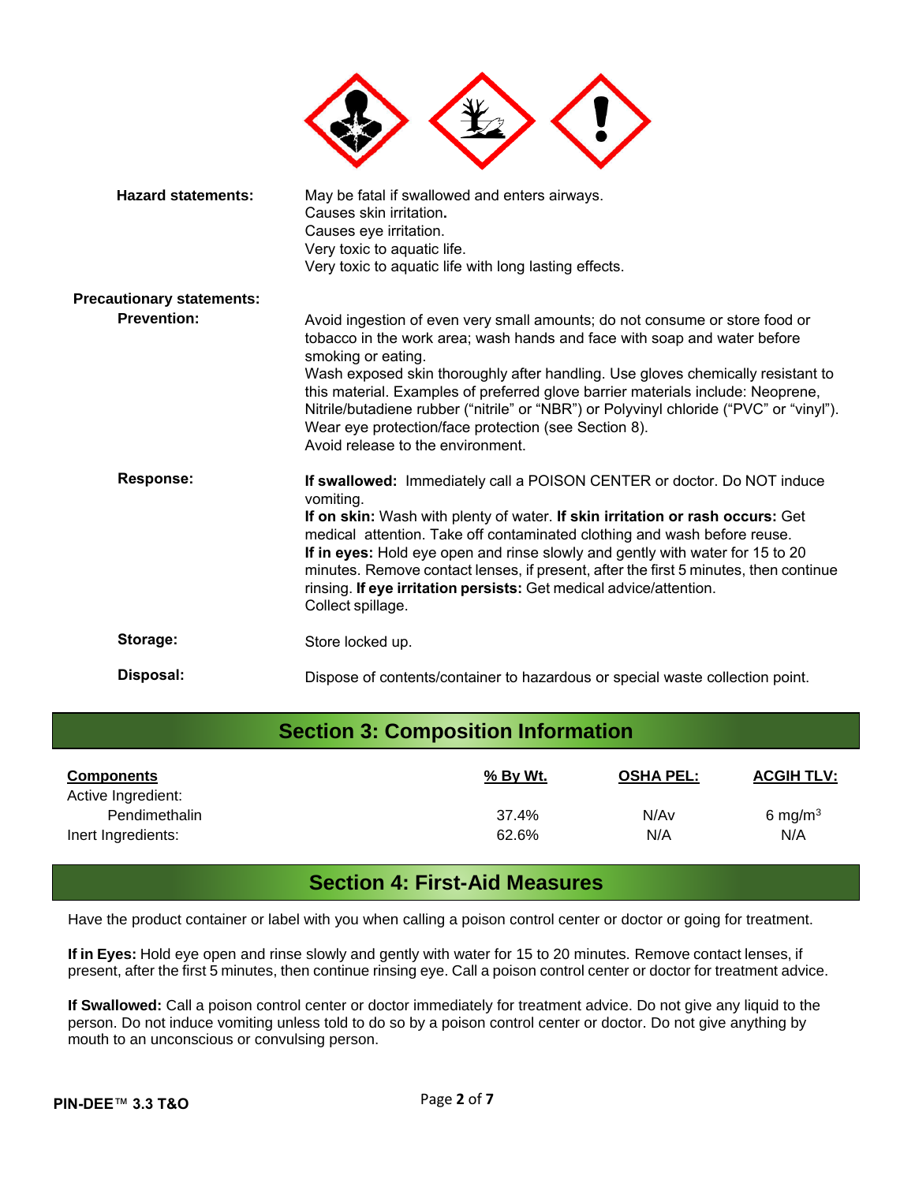**Hazard statements:**

May be fatal if swallowed and enters airways.
Causes skin irritation**.**
Causes eye irritation.
Very toxic to aquatic life.
Very toxic to aquatic life with long lasting effects.

**Precautionary statements:**

**Prevention:**

Avoid ingestion of even very small amounts; do not consume or store food or tobacco in the work area; wash hands and face with soap and water before smoking or eating.
Wash exposed skin thoroughly after handling. Use gloves chemically resistant to this material. Examples of preferred glove barrier materials include: Neoprene, Nitrile/butadiene rubber ("nitrile" or "NBR") or Polyvinyl chloride ("PVC" or "vinyl").
Wear eye protection/face protection (see Section 8).
Avoid release to the environment.

**Response:**

**If swallowed:** Immediately call a POISON CENTER or doctor. Do NOT induce vomiting.
**If on skin:** Wash with plenty of water. **If skin irritation or rash occurs:** Get medical attention. Take off contaminated clothing and wash before reuse.
**If in eyes:** Hold eye open and rinse slowly and gently with water for 15 to 20 minutes. Remove contact lenses, if present, after the first 5 minutes, then continue rinsing. **If eye irritation persists:** Get medical advice/attention.
Collect spillage.

**Storage:**

Store locked up.

**Disposal:**

Dispose of contents/container to hazardous or special waste collection point.

## Section 3: Composition Information

| Components | % By Wt. | OSHA PEL: | ACGIH TLV: |
|---|---|---|---|
| Active Ingredient: | | | |
| Pendimethalin | 37.4% | N/Av | 6 mg/m$^3$ |
| Inert Ingredients: | 62.6% | N/A | N/A |

## Section 4: First-Aid Measures

Have the product container or label with you when calling a poison control center or doctor or going for treatment.

**If in Eyes:** Hold eye open and rinse slowly and gently with water for 15 to 20 minutes. Remove contact lenses, if present, after the first 5 minutes, then continue rinsing eye. Call a poison control center or doctor for treatment advice.

**If Swallowed:** Call a poison control center or doctor immediately for treatment advice. Do not give any liquid to the person. Do not induce vomiting unless told to do so by a poison control center or doctor. Do not give anything by mouth to an unconscious or convulsing person.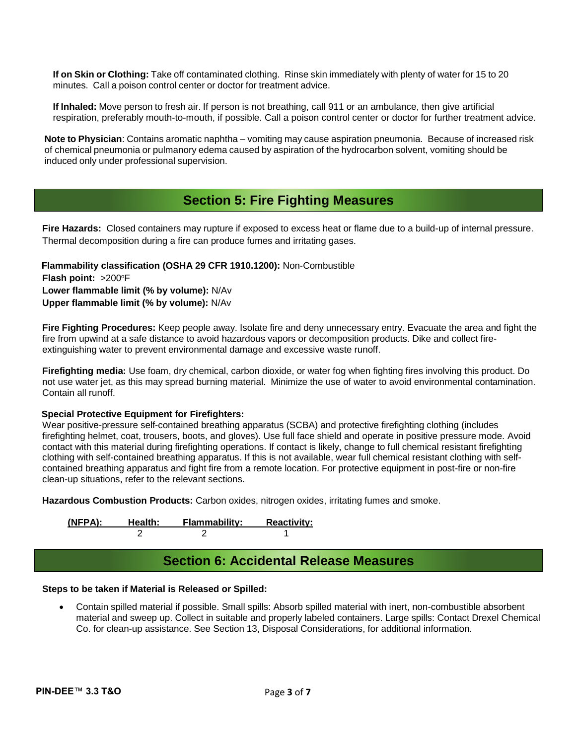**If on Skin or Clothing:** Take off contaminated clothing. Rinse skin immediately with plenty of water for 15 to 20 minutes. Call a poison control center or doctor for treatment advice.

**If Inhaled:** Move person to fresh air. If person is not breathing, call 911 or an ambulance, then give artificial respiration, preferably mouth-to-mouth, if possible. Call a poison control center or doctor for further treatment advice.

**Note to Physician**: Contains aromatic naphtha – vomiting may cause aspiration pneumonia. Because of increased risk of chemical pneumonia or pulmanory edema caused by aspiration of the hydrocarbon solvent, vomiting should be induced only under professional supervision.

## Section 5: Fire Fighting Measures

**Fire Hazards:** Closed containers may rupture if exposed to excess heat or flame due to a build-up of internal pressure. Thermal decomposition during a fire can produce fumes and irritating gases.

**Flammability classification (OSHA 29 CFR 1910.1200):** Non-Combustible
**Flash point:** >200°F
**Lower flammable limit (% by volume):** N/Av
**Upper flammable limit (% by volume):** N/Av

**Fire Fighting Procedures:** Keep people away. Isolate fire and deny unnecessary entry. Evacuate the area and fight the fire from upwind at a safe distance to avoid hazardous vapors or decomposition products. Dike and collect fire-extinguishing water to prevent environmental damage and excessive waste runoff.

**Firefighting media:** Use foam, dry chemical, carbon dioxide, or water fog when fighting fires involving this product. Do not use water jet, as this may spread burning material. Minimize the use of water to avoid environmental contamination. Contain all runoff.

**Special Protective Equipment for Firefighters:**
Wear positive-pressure self-contained breathing apparatus (SCBA) and protective firefighting clothing (includes firefighting helmet, coat, trousers, boots, and gloves). Use full face shield and operate in positive pressure mode. Avoid contact with this material during firefighting operations. If contact is likely, change to full chemical resistant firefighting clothing with self-contained breathing apparatus. If this is not available, wear full chemical resistant clothing with self-contained breathing apparatus and fight fire from a remote location. For protective equipment in post-fire or non-fire clean-up situations, refer to the relevant sections.

**Hazardous Combustion Products:** Carbon oxides, nitrogen oxides, irritating fumes and smoke.

| (NFPA): | Health: | Flammability: | Reactivity: |
|---|---|---|---|
| | 2 | 2 | 1 |

## Section 6: Accidental Release Measures

**Steps to be taken if Material is Released or Spilled:**

- Contain spilled material if possible. Small spills: Absorb spilled material with inert, non-combustible absorbent material and sweep up. Collect in suitable and properly labeled containers. Large spills: Contact Drexel Chemical Co. for clean-up assistance. See Section 13, Disposal Considerations, for additional information.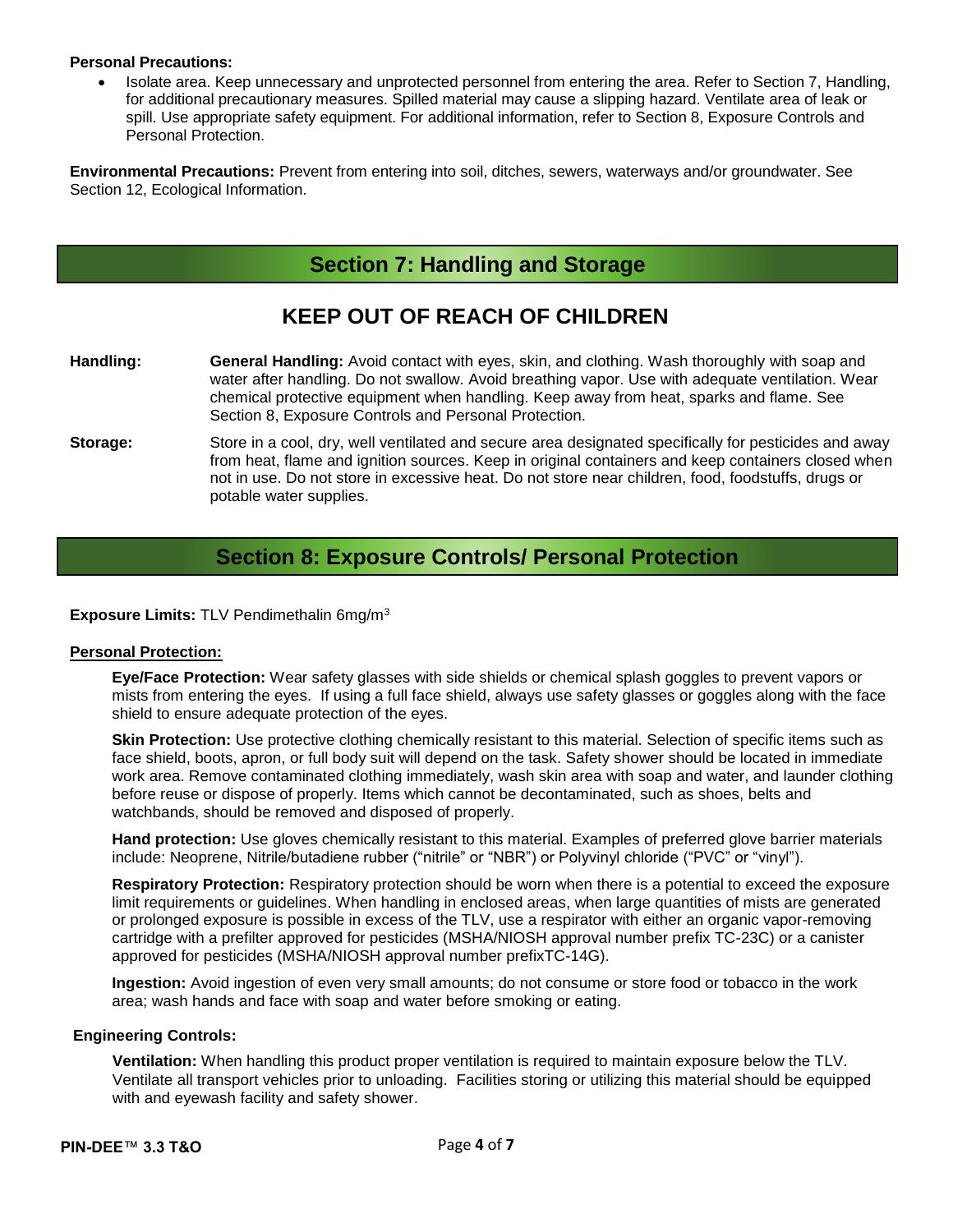**Personal Precautions:**

- Isolate area. Keep unnecessary and unprotected personnel from entering the area. Refer to Section 7, Handling, for additional precautionary measures. Spilled material may cause a slipping hazard. Ventilate area of leak or spill. Use appropriate safety equipment. For additional information, refer to Section 8, Exposure Controls and Personal Protection.

**Environmental Precautions:** Prevent from entering into soil, ditches, sewers, waterways and/or groundwater. See Section 12, Ecological Information.

## Section 7: Handling and Storage

### KEEP OUT OF REACH OF CHILDREN

**Handling:** **General Handling:** Avoid contact with eyes, skin, and clothing. Wash thoroughly with soap and water after handling. Do not swallow. Avoid breathing vapor. Use with adequate ventilation. Wear chemical protective equipment when handling. Keep away from heat, sparks and flame. See Section 8, Exposure Controls and Personal Protection.

**Storage:** Store in a cool, dry, well ventilated and secure area designated specifically for pesticides and away from heat, flame and ignition sources. Keep in original containers and keep containers closed when not in use. Do not store in excessive heat. Do not store near children, food, foodstuffs, drugs or potable water supplies.

## Section 8: Exposure Controls/ Personal Protection

**Exposure Limits:** TLV Pendimethalin 6mg/m$^3$

**Personal Protection:**

**Eye/Face Protection:** Wear safety glasses with side shields or chemical splash goggles to prevent vapors or mists from entering the eyes. If using a full face shield, always use safety glasses or goggles along with the face shield to ensure adequate protection of the eyes.

**Skin Protection:** Use protective clothing chemically resistant to this material. Selection of specific items such as face shield, boots, apron, or full body suit will depend on the task. Safety shower should be located in immediate work area. Remove contaminated clothing immediately, wash skin area with soap and water, and launder clothing before reuse or dispose of properly. Items which cannot be decontaminated, such as shoes, belts and watchbands, should be removed and disposed of properly.

**Hand protection:** Use gloves chemically resistant to this material. Examples of preferred glove barrier materials include: Neoprene, Nitrile/butadiene rubber ("nitrile" or "NBR") or Polyvinyl chloride ("PVC" or "vinyl").

**Respiratory Protection:** Respiratory protection should be worn when there is a potential to exceed the exposure limit requirements or guidelines. When handling in enclosed areas, when large quantities of mists are generated or prolonged exposure is possible in excess of the TLV, use a respirator with either an organic vapor-removing cartridge with a prefilter approved for pesticides (MSHA/NIOSH approval number prefix TC-23C) or a canister approved for pesticides (MSHA/NIOSH approval number prefixTC-14G).

**Ingestion:** Avoid ingestion of even very small amounts; do not consume or store food or tobacco in the work area; wash hands and face with soap and water before smoking or eating.

**Engineering Controls:**

**Ventilation:** When handling this product proper ventilation is required to maintain exposure below the TLV. Ventilate all transport vehicles prior to unloading. Facilities storing or utilizing this material should be equipped with and eyewash facility and safety shower.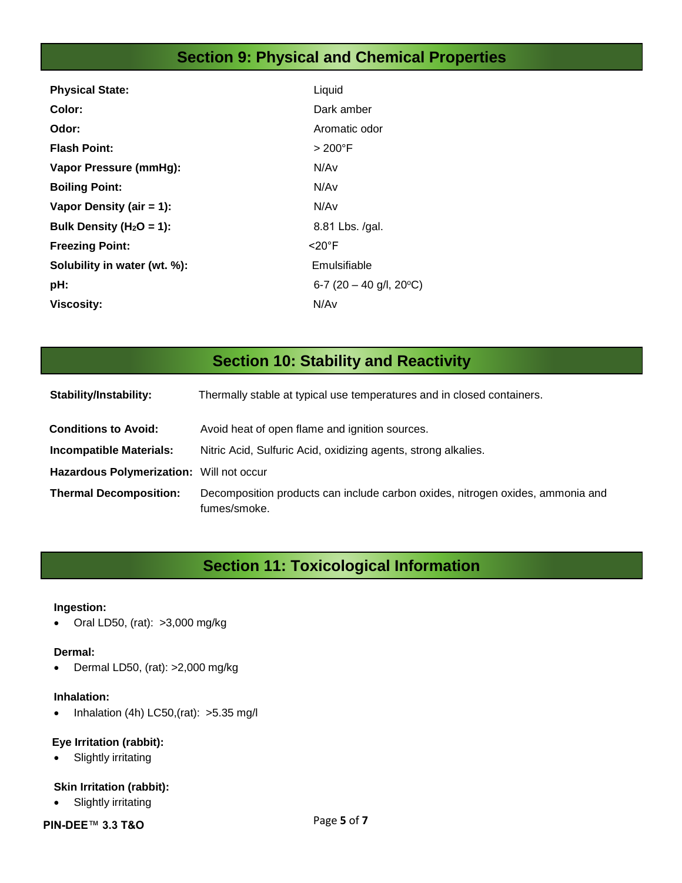## Section 9: Physical and Chemical Properties

| | |
|---|---|
| **Physical State:** | Liquid |
| **Color:** | Dark amber |
| **Odor:** | Aromatic odor |
| **Flash Point:** | > 200°F |
| **Vapor Pressure (mmHg):** | N/Av |
| **Boiling Point:** | N/Av |
| **Vapor Density (air = 1):** | N/Av |
| **Bulk Density ($H_2O$ = 1):** | 8.81 Lbs. /gal. |
| **Freezing Point:** | <20°F |
| **Solubility in water (wt. %):** | Emulsifiable |
| **pH:** | 6-7 (20 – 40 g/l, 20°C) |
| **Viscosity:** | N/Av |

## Section 10: Stability and Reactivity

| | |
|---|---|
| **Stability/Instability:** | Thermally stable at typical use temperatures and in closed containers. |
| **Conditions to Avoid:** | Avoid heat of open flame and ignition sources. |
| **Incompatible Materials:** | Nitric Acid, Sulfuric Acid, oxidizing agents, strong alkalies. |
| **Hazardous Polymerization:** | Will not occur |
| **Thermal Decomposition:** | Decomposition products can include carbon oxides, nitrogen oxides, ammonia and fumes/smoke. |

## Section 11: Toxicological Information

**Ingestion:**

- Oral LD50, (rat): >3,000 mg/kg

**Dermal:**

- Dermal LD50, (rat): >2,000 mg/kg

**Inhalation:**

- Inhalation (4h) LC50,(rat): >5.35 mg/l

**Eye Irritation (rabbit):**

- Slightly irritating

**Skin Irritation (rabbit):**

- Slightly irritating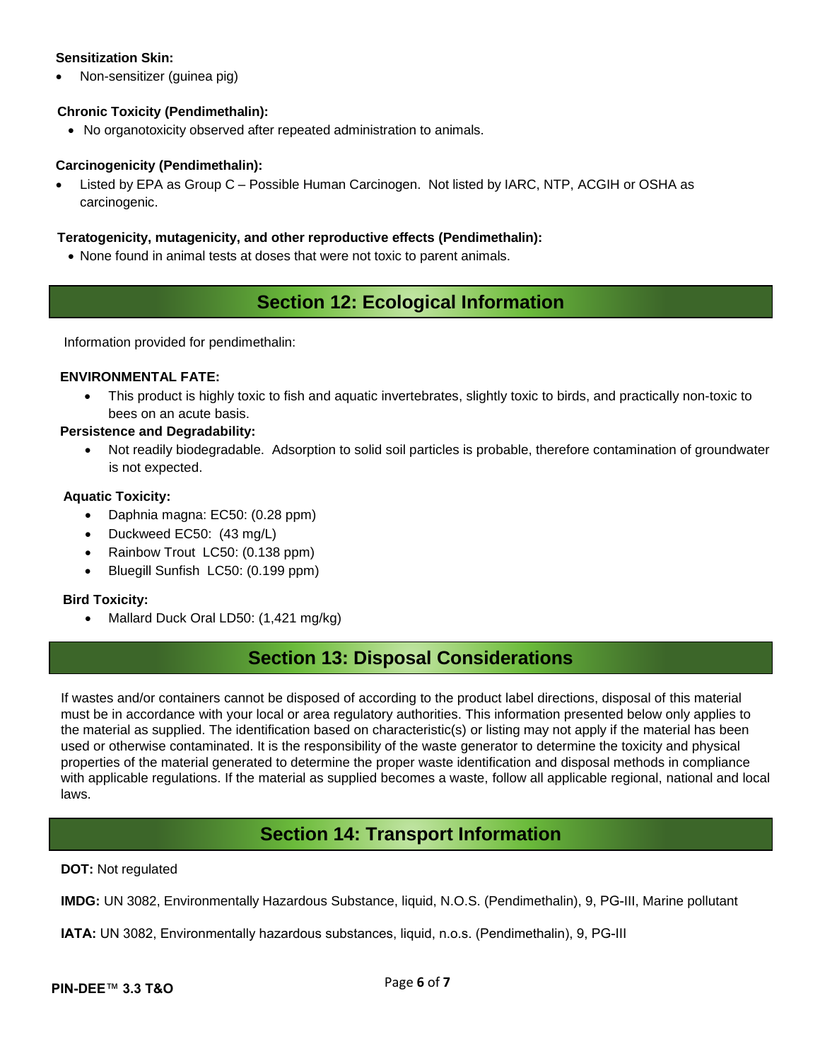**Sensitization Skin:**

- Non-sensitizer (guinea pig)

**Chronic Toxicity (Pendimethalin):**

- No organotoxicity observed after repeated administration to animals.

**Carcinogenicity (Pendimethalin):**

- Listed by EPA as Group C – Possible Human Carcinogen. Not listed by IARC, NTP, ACGIH or OSHA as carcinogenic.

**Teratogenicity, mutagenicity, and other reproductive effects (Pendimethalin):**

- None found in animal tests at doses that were not toxic to parent animals.

## Section 12: Ecological Information

Information provided for pendimethalin:

**ENVIRONMENTAL FATE:**

- This product is highly toxic to fish and aquatic invertebrates, slightly toxic to birds, and practically non-toxic to bees on an acute basis.

**Persistence and Degradability:**

- Not readily biodegradable. Adsorption to solid soil particles is probable, therefore contamination of groundwater is not expected.

**Aquatic Toxicity:**

- Daphnia magna: EC50: (0.28 ppm)
- Duckweed EC50: (43 mg/L)
- Rainbow Trout LC50: (0.138 ppm)
- Bluegill Sunfish LC50: (0.199 ppm)

**Bird Toxicity:**

- Mallard Duck Oral LD50: (1,421 mg/kg)

## Section 13: Disposal Considerations

If wastes and/or containers cannot be disposed of according to the product label directions, disposal of this material must be in accordance with your local or area regulatory authorities. This information presented below only applies to the material as supplied. The identification based on characteristic(s) or listing may not apply if the material has been used or otherwise contaminated. It is the responsibility of the waste generator to determine the toxicity and physical properties of the material generated to determine the proper waste identification and disposal methods in compliance with applicable regulations. If the material as supplied becomes a waste, follow all applicable regional, national and local laws.

## Section 14: Transport Information

**DOT:** Not regulated

**IMDG:** UN 3082, Environmentally Hazardous Substance, liquid, N.O.S. (Pendimethalin), 9, PG-III, Marine pollutant

**IATA:** UN 3082, Environmentally hazardous substances, liquid, n.o.s. (Pendimethalin), 9, PG-III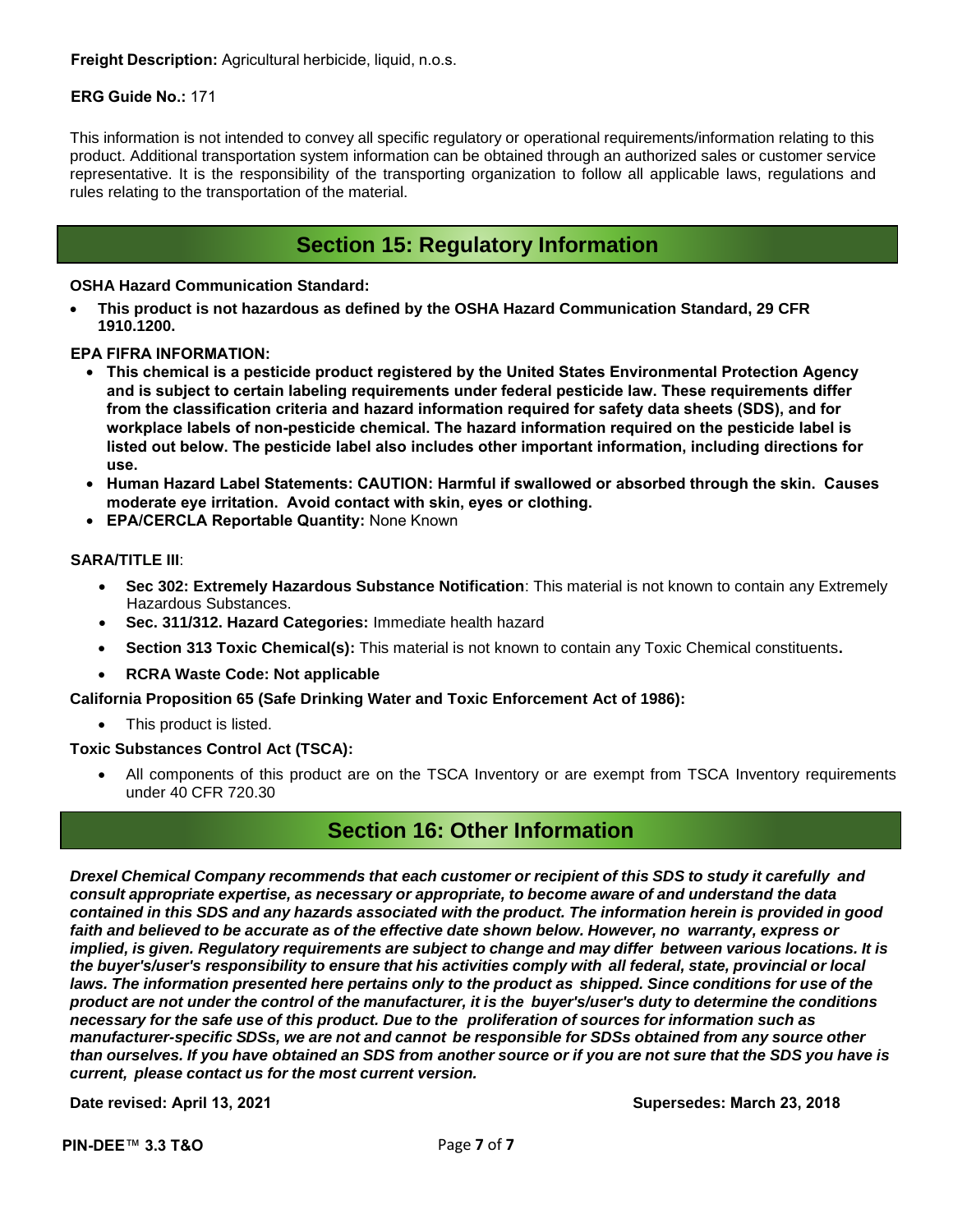**Freight Description:** Agricultural herbicide, liquid, n.o.s.

**ERG Guide No.:** 171

This information is not intended to convey all specific regulatory or operational requirements/information relating to this product. Additional transportation system information can be obtained through an authorized sales or customer service representative. It is the responsibility of the transporting organization to follow all applicable laws, regulations and rules relating to the transportation of the material.

## Section 15: Regulatory Information

**OSHA Hazard Communication Standard:**

- **This product is not hazardous as defined by the OSHA Hazard Communication Standard, 29 CFR 1910.1200.**

**EPA FIFRA INFORMATION:**

- **This chemical is a pesticide product registered by the United States Environmental Protection Agency and is subject to certain labeling requirements under federal pesticide law. These requirements differ from the classification criteria and hazard information required for safety data sheets (SDS), and for workplace labels of non-pesticide chemical. The hazard information required on the pesticide label is listed out below. The pesticide label also includes other important information, including directions for use.**
- **Human Hazard Label Statements: CAUTION: Harmful if swallowed or absorbed through the skin. Causes moderate eye irritation. Avoid contact with skin, eyes or clothing.**
- **EPA/CERCLA Reportable Quantity:** None Known

**SARA/TITLE III**:

- **Sec 302: Extremely Hazardous Substance Notification**: This material is not known to contain any Extremely Hazardous Substances.
- **Sec. 311/312. Hazard Categories:** Immediate health hazard
- **Section 313 Toxic Chemical(s):** This material is not known to contain any Toxic Chemical constituents**.**
- **RCRA Waste Code: Not applicable**

**California Proposition 65 (Safe Drinking Water and Toxic Enforcement Act of 1986):**

- This product is listed.

**Toxic Substances Control Act (TSCA):**

- All components of this product are on the TSCA Inventory or are exempt from TSCA Inventory requirements under 40 CFR 720.30

## Section 16: Other Information

***Drexel Chemical Company recommends that each customer or recipient of this SDS to study it carefully and consult appropriate expertise, as necessary or appropriate, to become aware of and understand the data contained in this SDS and any hazards associated with the product. The information herein is provided in good faith and believed to be accurate as of the effective date shown below. However, no warranty, express or implied, is given. Regulatory requirements are subject to change and may differ between various locations. It is the buyer's/user's responsibility to ensure that his activities comply with all federal, state, provincial or local laws. The information presented here pertains only to the product as shipped. Since conditions for use of the product are not under the control of the manufacturer, it is the buyer's/user's duty to determine the conditions necessary for the safe use of this product. Due to the proliferation of sources for information such as manufacturer-specific SDSs, we are not and cannot be responsible for SDSs obtained from any source other than ourselves. If you have obtained an SDS from another source or if you are not sure that the SDS you have is current, please contact us for the most current version.***

**Date revised: April 13, 2021** **Supersedes: March 23, 2018**